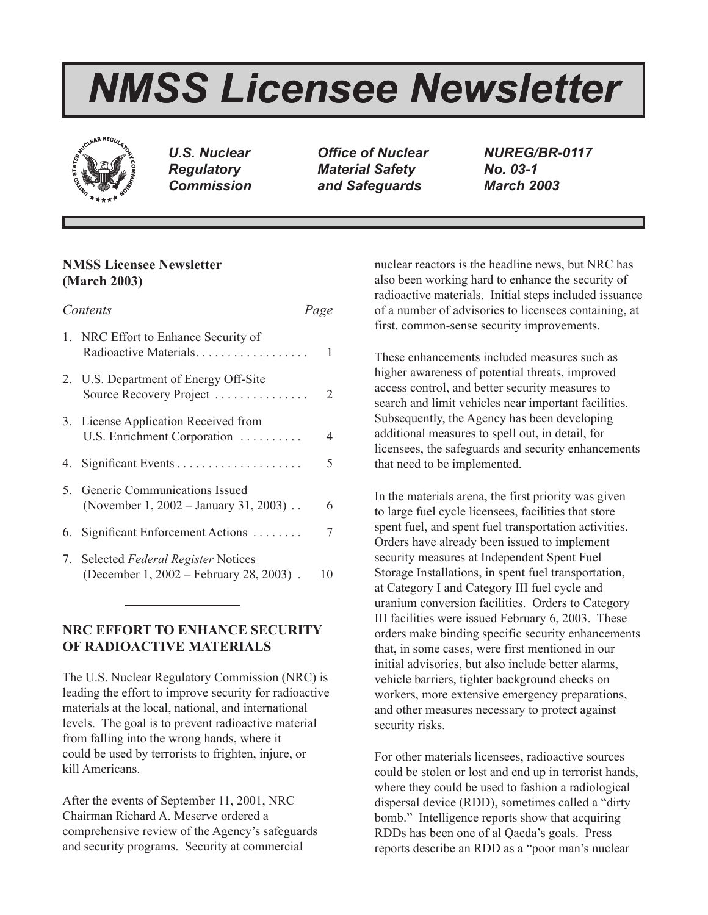# NMSS Licensee Newsletter

*U.S. Nuclear Regulatory Commission* | *Office of Nuclear Material Safety and Safeguards* | *NUREG/BR-0117 No. 03-1 March 2003*

**NMSS Licensee Newsletter (March 2003)**

| *Contents* | *Page* |
|---|---|
| 1. NRC Effort to Enhance Security of Radioactive Materials | 1 |
| 2. U.S. Department of Energy Off-Site Source Recovery Project | 2 |
| 3. License Application Received from U.S. Enrichment Corporation | 4 |
| 4. Significant Events | 5 |
| 5. Generic Communications Issued (November 1, 2002 – January 31, 2003) | 6 |
| 6. Significant Enforcement Actions | 7 |
| 7. Selected *Federal Register* Notices (December 1, 2002 – February 28, 2003) | 10 |

## NRC EFFORT TO ENHANCE SECURITY OF RADIOACTIVE MATERIALS

The U.S. Nuclear Regulatory Commission (NRC) is leading the effort to improve security for radioactive materials at the local, national, and international levels. The goal is to prevent radioactive material from falling into the wrong hands, where it could be used by terrorists to frighten, injure, or kill Americans.

After the events of September 11, 2001, NRC Chairman Richard A. Meserve ordered a comprehensive review of the Agency's safeguards and security programs. Security at commercial nuclear reactors is the headline news, but NRC has also been working hard to enhance the security of radioactive materials. Initial steps included issuance of a number of advisories to licensees containing, at first, common-sense security improvements.

These enhancements included measures such as higher awareness of potential threats, improved access control, and better security measures to search and limit vehicles near important facilities. Subsequently, the Agency has been developing additional measures to spell out, in detail, for licensees, the safeguards and security enhancements that need to be implemented.

In the materials arena, the first priority was given to large fuel cycle licensees, facilities that store spent fuel, and spent fuel transportation activities. Orders have already been issued to implement security measures at Independent Spent Fuel Storage Installations, in spent fuel transportation, at Category I and Category III fuel cycle and uranium conversion facilities. Orders to Category III facilities were issued February 6, 2003. These orders make binding specific security enhancements that, in some cases, were first mentioned in our initial advisories, but also include better alarms, vehicle barriers, tighter background checks on workers, more extensive emergency preparations, and other measures necessary to protect against security risks.

For other materials licensees, radioactive sources could be stolen or lost and end up in terrorist hands, where they could be used to fashion a radiological dispersal device (RDD), sometimes called a "dirty bomb." Intelligence reports show that acquiring RDDs has been one of al Qaeda's goals. Press reports describe an RDD as a "poor man's nuclear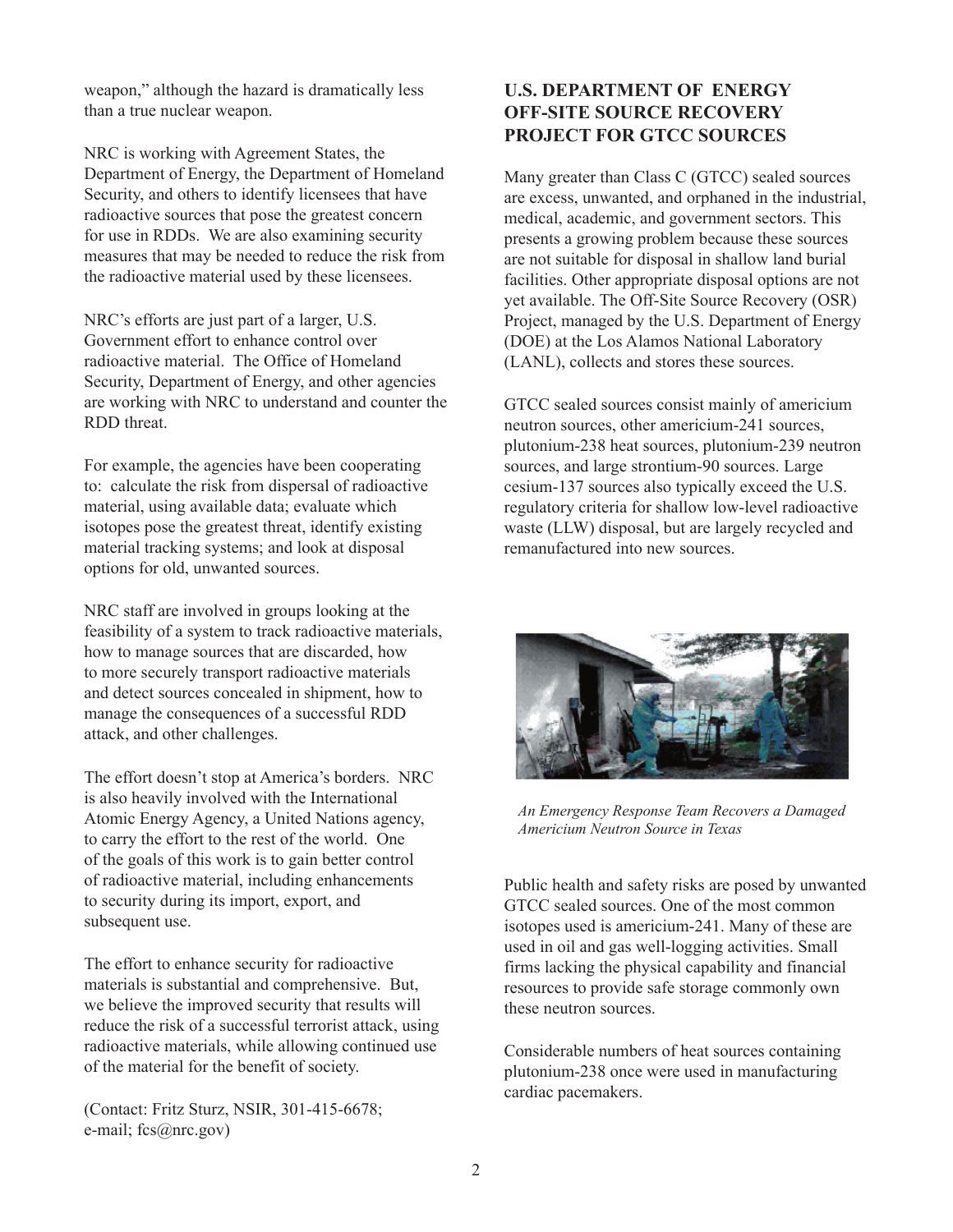weapon," although the hazard is dramatically less than a true nuclear weapon.

NRC is working with Agreement States, the Department of Energy, the Department of Homeland Security, and others to identify licensees that have radioactive sources that pose the greatest concern for use in RDDs. We are also examining security measures that may be needed to reduce the risk from the radioactive material used by these licensees.

NRC's efforts are just part of a larger, U.S. Government effort to enhance control over radioactive material. The Office of Homeland Security, Department of Energy, and other agencies are working with NRC to understand and counter the RDD threat.

For example, the agencies have been cooperating to: calculate the risk from dispersal of radioactive material, using available data; evaluate which isotopes pose the greatest threat, identify existing material tracking systems; and look at disposal options for old, unwanted sources.

NRC staff are involved in groups looking at the feasibility of a system to track radioactive materials, how to manage sources that are discarded, how to more securely transport radioactive materials and detect sources concealed in shipment, how to manage the consequences of a successful RDD attack, and other challenges.

The effort doesn't stop at America's borders. NRC is also heavily involved with the International Atomic Energy Agency, a United Nations agency, to carry the effort to the rest of the world. One of the goals of this work is to gain better control of radioactive material, including enhancements to security during its import, export, and subsequent use.

The effort to enhance security for radioactive materials is substantial and comprehensive. But, we believe the improved security that results will reduce the risk of a successful terrorist attack, using radioactive materials, while allowing continued use of the material for the benefit of society.

(Contact: Fritz Sturz, NSIR, 301-415-6678; e-mail; fcs@nrc.gov)

## U.S. DEPARTMENT OF ENERGY OFF-SITE SOURCE RECOVERY PROJECT FOR GTCC SOURCES

Many greater than Class C (GTCC) sealed sources are excess, unwanted, and orphaned in the industrial, medical, academic, and government sectors. This presents a growing problem because these sources are not suitable for disposal in shallow land burial facilities. Other appropriate disposal options are not yet available. The Off-Site Source Recovery (OSR) Project, managed by the U.S. Department of Energy (DOE) at the Los Alamos National Laboratory (LANL), collects and stores these sources.

GTCC sealed sources consist mainly of americium neutron sources, other americium-241 sources, plutonium-238 heat sources, plutonium-239 neutron sources, and large strontium-90 sources. Large cesium-137 sources also typically exceed the U.S. regulatory criteria for shallow low-level radioactive waste (LLW) disposal, but are largely recycled and remanufactured into new sources.

*An Emergency Response Team Recovers a Damaged Americium Neutron Source in Texas*

Public health and safety risks are posed by unwanted GTCC sealed sources. One of the most common isotopes used is americium-241. Many of these are used in oil and gas well-logging activities. Small firms lacking the physical capability and financial resources to provide safe storage commonly own these neutron sources.

Considerable numbers of heat sources containing plutonium-238 once were used in manufacturing cardiac pacemakers.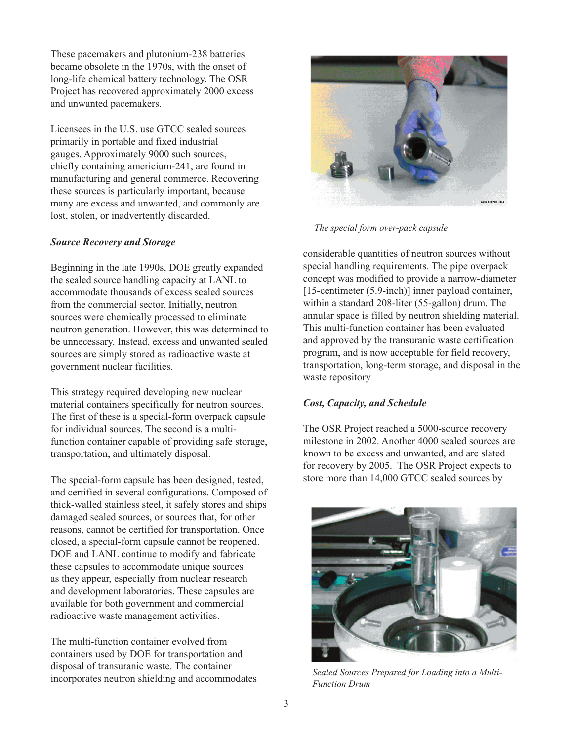These pacemakers and plutonium-238 batteries became obsolete in the 1970s, with the onset of long-life chemical battery technology. The OSR Project has recovered approximately 2000 excess and unwanted pacemakers.

Licensees in the U.S. use GTCC sealed sources primarily in portable and fixed industrial gauges. Approximately 9000 such sources, chiefly containing americium-241, are found in manufacturing and general commerce. Recovering these sources is particularly important, because many are excess and unwanted, and commonly are lost, stolen, or inadvertently discarded.

***Source Recovery and Storage***

Beginning in the late 1990s, DOE greatly expanded the sealed source handling capacity at LANL to accommodate thousands of excess sealed sources from the commercial sector. Initially, neutron sources were chemically processed to eliminate neutron generation. However, this was determined to be unnecessary. Instead, excess and unwanted sealed sources are simply stored as radioactive waste at government nuclear facilities.

This strategy required developing new nuclear material containers specifically for neutron sources. The first of these is a special-form overpack capsule for individual sources. The second is a multi-function container capable of providing safe storage, transportation, and ultimately disposal.

The special-form capsule has been designed, tested, and certified in several configurations. Composed of thick-walled stainless steel, it safely stores and ships damaged sealed sources, or sources that, for other reasons, cannot be certified for transportation. Once closed, a special-form capsule cannot be reopened. DOE and LANL continue to modify and fabricate these capsules to accommodate unique sources as they appear, especially from nuclear research and development laboratories. These capsules are available for both government and commercial radioactive waste management activities.

The multi-function container evolved from containers used by DOE for transportation and disposal of transuranic waste. The container incorporates neutron shielding and accommodates considerable quantities of neutron sources without special handling requirements. The pipe overpack concept was modified to provide a narrow-diameter [15-centimeter (5.9-inch)] inner payload container, within a standard 208-liter (55-gallon) drum. The annular space is filled by neutron shielding material. This multi-function container has been evaluated and approved by the transuranic waste certification program, and is now acceptable for field recovery, transportation, long-term storage, and disposal in the waste repository

*The special form over-pack capsule*

***Cost, Capacity, and Schedule***

The OSR Project reached a 5000-source recovery milestone in 2002. Another 4000 sealed sources are known to be excess and unwanted, and are slated for recovery by 2005. The OSR Project expects to store more than 14,000 GTCC sealed sources by

*Sealed Sources Prepared for Loading into a Multi-Function Drum*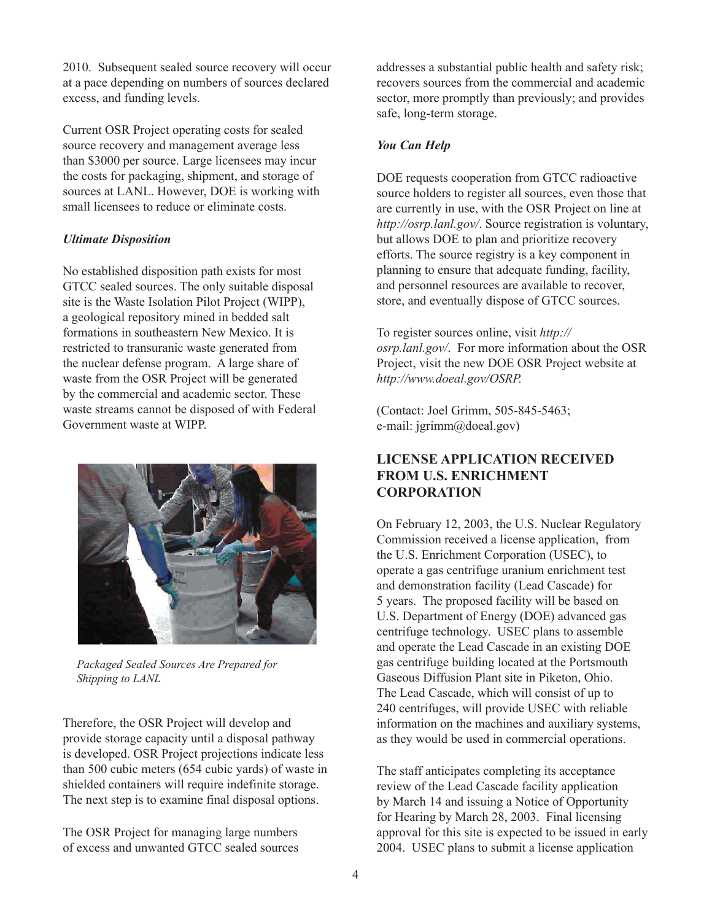2010. Subsequent sealed source recovery will occur at a pace depending on numbers of sources declared excess, and funding levels.

Current OSR Project operating costs for sealed source recovery and management average less than $3000 per source. Large licensees may incur the costs for packaging, shipment, and storage of sources at LANL. However, DOE is working with small licensees to reduce or eliminate costs.

### *Ultimate Disposition*

No established disposition path exists for most GTCC sealed sources. The only suitable disposal site is the Waste Isolation Pilot Project (WIPP), a geological repository mined in bedded salt formations in southeastern New Mexico. It is restricted to transuranic waste generated from the nuclear defense program. A large share of waste from the OSR Project will be generated by the commercial and academic sector. These waste streams cannot be disposed of with Federal Government waste at WIPP.

*Packaged Sealed Sources Are Prepared for Shipping to LANL*

Therefore, the OSR Project will develop and provide storage capacity until a disposal pathway is developed. OSR Project projections indicate less than 500 cubic meters (654 cubic yards) of waste in shielded containers will require indefinite storage. The next step is to examine final disposal options.

The OSR Project for managing large numbers of excess and unwanted GTCC sealed sources addresses a substantial public health and safety risk; recovers sources from the commercial and academic sector, more promptly than previously; and provides safe, long-term storage.

### *You Can Help*

DOE requests cooperation from GTCC radioactive source holders to register all sources, even those that are currently in use, with the OSR Project on line at *http://osrp.lanl.gov/*. Source registration is voluntary, but allows DOE to plan and prioritize recovery efforts. The source registry is a key component in planning to ensure that adequate funding, facility, and personnel resources are available to recover, store, and eventually dispose of GTCC sources.

To register sources online, visit *http://osrp.lanl.gov/*. For more information about the OSR Project, visit the new DOE OSR Project website at *http://www.doeal.gov/OSRP.*

(Contact: Joel Grimm, 505-845-5463; e-mail: jgrimm@doeal.gov)

## LICENSE APPLICATION RECEIVED FROM U.S. ENRICHMENT CORPORATION

On February 12, 2003, the U.S. Nuclear Regulatory Commission received a license application, from the U.S. Enrichment Corporation (USEC), to operate a gas centrifuge uranium enrichment test and demonstration facility (Lead Cascade) for 5 years. The proposed facility will be based on U.S. Department of Energy (DOE) advanced gas centrifuge technology. USEC plans to assemble and operate the Lead Cascade in an existing DOE gas centrifuge building located at the Portsmouth Gaseous Diffusion Plant site in Piketon, Ohio. The Lead Cascade, which will consist of up to 240 centrifuges, will provide USEC with reliable information on the machines and auxiliary systems, as they would be used in commercial operations.

The staff anticipates completing its acceptance review of the Lead Cascade facility application by March 14 and issuing a Notice of Opportunity for Hearing by March 28, 2003. Final licensing approval for this site is expected to be issued in early 2004. USEC plans to submit a license application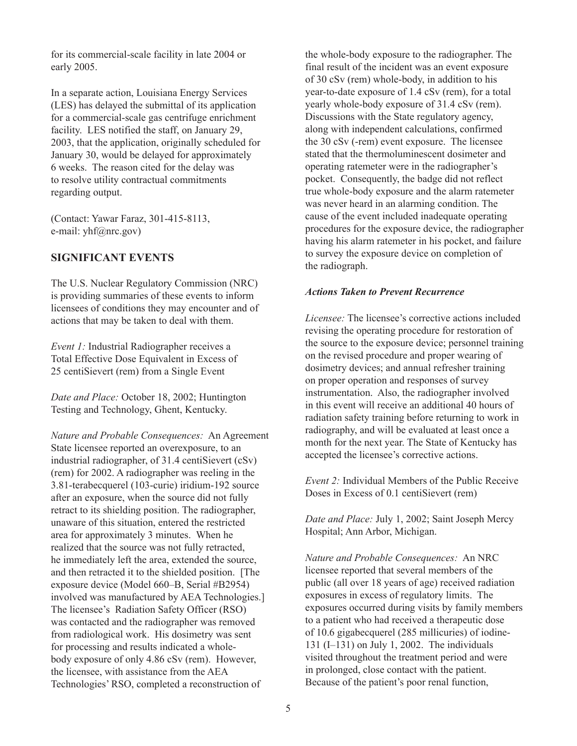for its commercial-scale facility in late 2004 or early 2005.

In a separate action, Louisiana Energy Services (LES) has delayed the submittal of its application for a commercial-scale gas centrifuge enrichment facility. LES notified the staff, on January 29, 2003, that the application, originally scheduled for January 30, would be delayed for approximately 6 weeks. The reason cited for the delay was to resolve utility contractual commitments regarding output.

(Contact: Yawar Faraz, 301-415-8113, e-mail: yhf@nrc.gov)

## SIGNIFICANT EVENTS

The U.S. Nuclear Regulatory Commission (NRC) is providing summaries of these events to inform licensees of conditions they may encounter and of actions that may be taken to deal with them.

*Event 1:* Industrial Radiographer receives a Total Effective Dose Equivalent in Excess of 25 centiSievert (rem) from a Single Event

*Date and Place:* October 18, 2002; Huntington Testing and Technology, Ghent, Kentucky.

*Nature and Probable Consequences:* An Agreement State licensee reported an overexposure, to an industrial radiographer, of 31.4 centiSievert (cSv) (rem) for 2002. A radiographer was reeling in the 3.81-terabecquerel (103-curie) iridium-192 source after an exposure, when the source did not fully retract to its shielding position. The radiographer, unaware of this situation, entered the restricted area for approximately 3 minutes. When he realized that the source was not fully retracted, he immediately left the area, extended the source, and then retracted it to the shielded position. [The exposure device (Model 660–B, Serial #B2954) involved was manufactured by AEA Technologies.] The licensee's Radiation Safety Officer (RSO) was contacted and the radiographer was removed from radiological work. His dosimetry was sent for processing and results indicated a whole-body exposure of only 4.86 cSv (rem). However, the licensee, with assistance from the AEA Technologies' RSO, completed a reconstruction of the whole-body exposure to the radiographer. The final result of the incident was an event exposure of 30 cSv (rem) whole-body, in addition to his year-to-date exposure of 1.4 cSv (rem), for a total yearly whole-body exposure of 31.4 cSv (rem). Discussions with the State regulatory agency, along with independent calculations, confirmed the 30 cSv (-rem) event exposure. The licensee stated that the thermoluminescent dosimeter and operating ratemeter were in the radiographer's pocket. Consequently, the badge did not reflect true whole-body exposure and the alarm ratemeter was never heard in an alarming condition. The cause of the event included inadequate operating procedures for the exposure device, the radiographer having his alarm ratemeter in his pocket, and failure to survey the exposure device on completion of the radiograph.

### *Actions Taken to Prevent Recurrence*

*Licensee:* The licensee's corrective actions included revising the operating procedure for restoration of the source to the exposure device; personnel training on the revised procedure and proper wearing of dosimetry devices; and annual refresher training on proper operation and responses of survey instrumentation. Also, the radiographer involved in this event will receive an additional 40 hours of radiation safety training before returning to work in radiography, and will be evaluated at least once a month for the next year. The State of Kentucky has accepted the licensee's corrective actions.

*Event 2:* Individual Members of the Public Receive Doses in Excess of 0.1 centiSievert (rem)

*Date and Place:* July 1, 2002; Saint Joseph Mercy Hospital; Ann Arbor, Michigan.

*Nature and Probable Consequences:* An NRC licensee reported that several members of the public (all over 18 years of age) received radiation exposures in excess of regulatory limits. The exposures occurred during visits by family members to a patient who had received a therapeutic dose of 10.6 gigabecquerel (285 millicuries) of iodine-131 (I–131) on July 1, 2002. The individuals visited throughout the treatment period and were in prolonged, close contact with the patient. Because of the patient's poor renal function,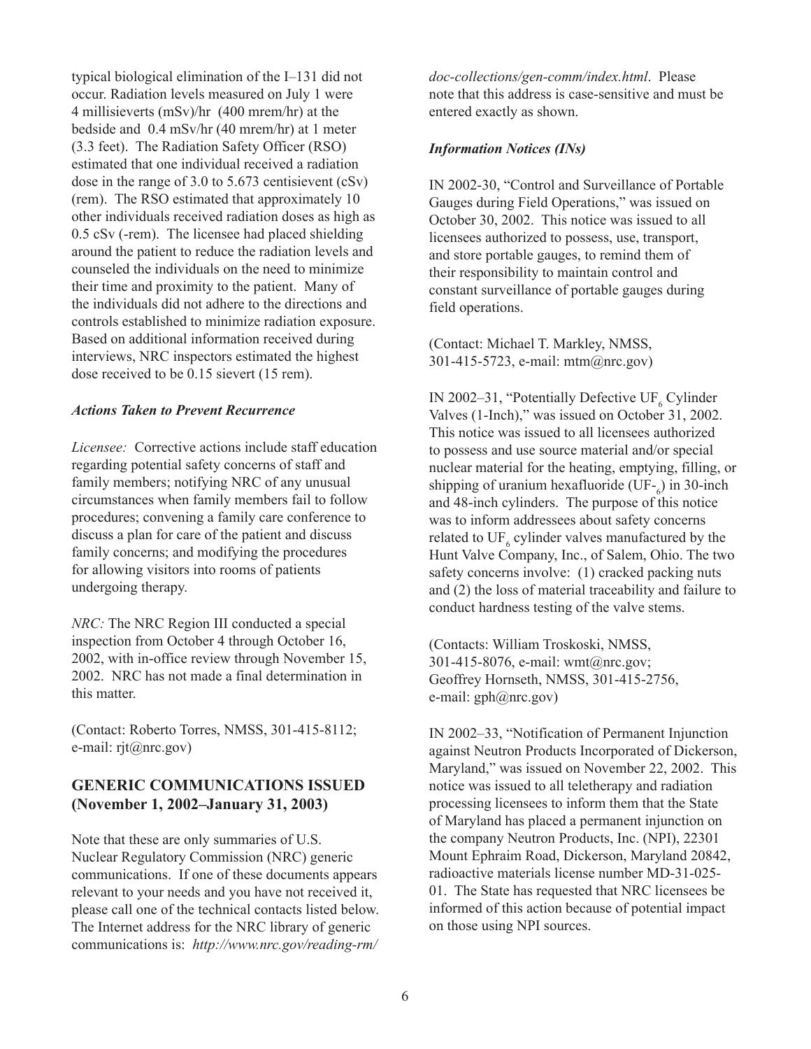typical biological elimination of the I–131 did not occur. Radiation levels measured on July 1 were 4 millisieverts (mSv)/hr (400 mrem/hr) at the bedside and 0.4 mSv/hr (40 mrem/hr) at 1 meter (3.3 feet). The Radiation Safety Officer (RSO) estimated that one individual received a radiation dose in the range of 3.0 to 5.673 centisievent (cSv) (rem). The RSO estimated that approximately 10 other individuals received radiation doses as high as 0.5 cSv (-rem). The licensee had placed shielding around the patient to reduce the radiation levels and counseled the individuals on the need to minimize their time and proximity to the patient. Many of the individuals did not adhere to the directions and controls established to minimize radiation exposure. Based on additional information received during interviews, NRC inspectors estimated the highest dose received to be 0.15 sievert (15 rem).

### *Actions Taken to Prevent Recurrence*

*Licensee:* Corrective actions include staff education regarding potential safety concerns of staff and family members; notifying NRC of any unusual circumstances when family members fail to follow procedures; convening a family care conference to discuss a plan for care of the patient and discuss family concerns; and modifying the procedures for allowing visitors into rooms of patients undergoing therapy.

*NRC:* The NRC Region III conducted a special inspection from October 4 through October 16, 2002, with in-office review through November 15, 2002. NRC has not made a final determination in this matter.

(Contact: Roberto Torres, NMSS, 301-415-8112; e-mail: rjt@nrc.gov)

## GENERIC COMMUNICATIONS ISSUED (November 1, 2002–January 31, 2003)

Note that these are only summaries of U.S. Nuclear Regulatory Commission (NRC) generic communications. If one of these documents appears relevant to your needs and you have not received it, please call one of the technical contacts listed below. The Internet address for the NRC library of generic communications is: *http://www.nrc.gov/reading-rm/doc-collections/gen-comm/index.html*. Please note that this address is case-sensitive and must be entered exactly as shown.

### *Information Notices (INs)*

IN 2002-30, "Control and Surveillance of Portable Gauges during Field Operations," was issued on October 30, 2002. This notice was issued to all licensees authorized to possess, use, transport, and store portable gauges, to remind them of their responsibility to maintain control and constant surveillance of portable gauges during field operations.

(Contact: Michael T. Markley, NMSS, 301-415-5723, e-mail: mtm@nrc.gov)

IN 2002–31, "Potentially Defective $UF_6$ Cylinder Valves (1-Inch)," was issued on October 31, 2002. This notice was issued to all licensees authorized to possess and use source material and/or special nuclear material for the heating, emptying, filling, or shipping of uranium hexafluoride ($UF_{-6}$) in 30-inch and 48-inch cylinders. The purpose of this notice was to inform addressees about safety concerns related to $UF_6$ cylinder valves manufactured by the Hunt Valve Company, Inc., of Salem, Ohio. The two safety concerns involve: (1) cracked packing nuts and (2) the loss of material traceability and failure to conduct hardness testing of the valve stems.

(Contacts: William Troskoski, NMSS, 301-415-8076, e-mail: wmt@nrc.gov; Geoffrey Hornseth, NMSS, 301-415-2756, e-mail: gph@nrc.gov)

IN 2002–33, "Notification of Permanent Injunction against Neutron Products Incorporated of Dickerson, Maryland," was issued on November 22, 2002. This notice was issued to all teletherapy and radiation processing licensees to inform them that the State of Maryland has placed a permanent injunction on the company Neutron Products, Inc. (NPI), 22301 Mount Ephraim Road, Dickerson, Maryland 20842, radioactive materials license number MD-31-025-01. The State has requested that NRC licensees be informed of this action because of potential impact on those using NPI sources.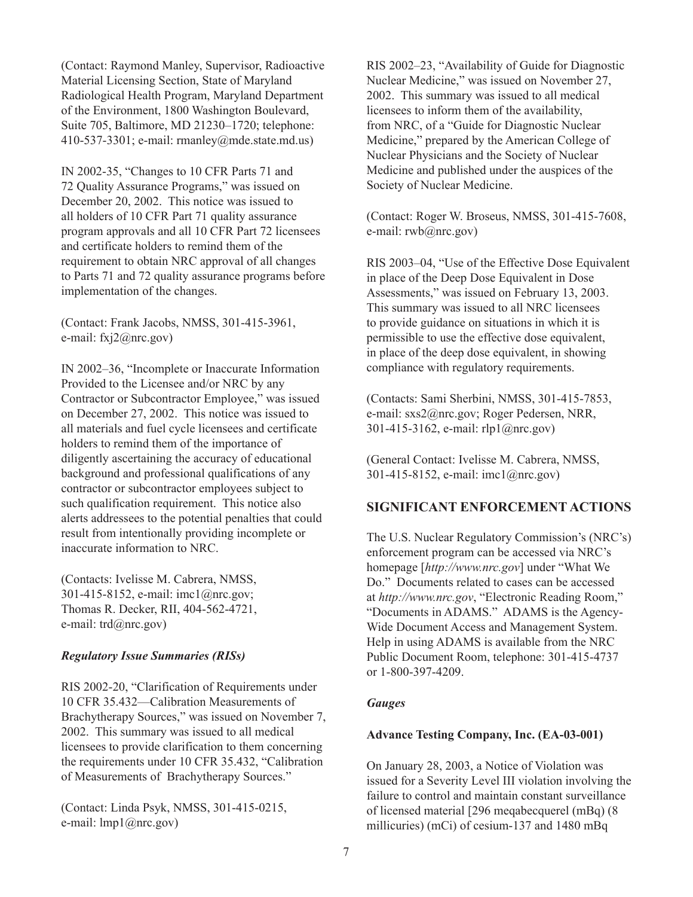(Contact: Raymond Manley, Supervisor, Radioactive Material Licensing Section, State of Maryland Radiological Health Program, Maryland Department of the Environment, 1800 Washington Boulevard, Suite 705, Baltimore, MD 21230–1720; telephone: 410-537-3301; e-mail: rmanley@mde.state.md.us)

IN 2002-35, "Changes to 10 CFR Parts 71 and 72 Quality Assurance Programs," was issued on December 20, 2002. This notice was issued to all holders of 10 CFR Part 71 quality assurance program approvals and all 10 CFR Part 72 licensees and certificate holders to remind them of the requirement to obtain NRC approval of all changes to Parts 71 and 72 quality assurance programs before implementation of the changes.

(Contact: Frank Jacobs, NMSS, 301-415-3961, e-mail: fxj2@nrc.gov)

IN 2002–36, "Incomplete or Inaccurate Information Provided to the Licensee and/or NRC by any Contractor or Subcontractor Employee," was issued on December 27, 2002. This notice was issued to all materials and fuel cycle licensees and certificate holders to remind them of the importance of diligently ascertaining the accuracy of educational background and professional qualifications of any contractor or subcontractor employees subject to such qualification requirement. This notice also alerts addressees to the potential penalties that could result from intentionally providing incomplete or inaccurate information to NRC.

(Contacts: Ivelisse M. Cabrera, NMSS, 301-415-8152, e-mail: imc1@nrc.gov; Thomas R. Decker, RII, 404-562-4721, e-mail: trd@nrc.gov)

***Regulatory Issue Summaries (RISs)***

RIS 2002-20, "Clarification of Requirements under 10 CFR 35.432—Calibration Measurements of Brachytherapy Sources," was issued on November 7, 2002. This summary was issued to all medical licensees to provide clarification to them concerning the requirements under 10 CFR 35.432, "Calibration of Measurements of Brachytherapy Sources."

(Contact: Linda Psyk, NMSS, 301-415-0215, e-mail: lmp1@nrc.gov)

RIS 2002–23, "Availability of Guide for Diagnostic Nuclear Medicine," was issued on November 27, 2002. This summary was issued to all medical licensees to inform them of the availability, from NRC, of a "Guide for Diagnostic Nuclear Medicine," prepared by the American College of Nuclear Physicians and the Society of Nuclear Medicine and published under the auspices of the Society of Nuclear Medicine.

(Contact: Roger W. Broseus, NMSS, 301-415-7608, e-mail: rwb@nrc.gov)

RIS 2003–04, "Use of the Effective Dose Equivalent in place of the Deep Dose Equivalent in Dose Assessments," was issued on February 13, 2003. This summary was issued to all NRC licensees to provide guidance on situations in which it is permissible to use the effective dose equivalent, in place of the deep dose equivalent, in showing compliance with regulatory requirements.

(Contacts: Sami Sherbini, NMSS, 301-415-7853, e-mail: sxs2@nrc.gov; Roger Pedersen, NRR, 301-415-3162, e-mail: rlp1@nrc.gov)

(General Contact: Ivelisse M. Cabrera, NMSS, 301-415-8152, e-mail: imc1@nrc.gov)

## SIGNIFICANT ENFORCEMENT ACTIONS

The U.S. Nuclear Regulatory Commission's (NRC's) enforcement program can be accessed via NRC's homepage [*http://www.nrc.gov*] under "What We Do." Documents related to cases can be accessed at *http://www.nrc.gov*, "Electronic Reading Room," "Documents in ADAMS." ADAMS is the Agency-Wide Document Access and Management System. Help in using ADAMS is available from the NRC Public Document Room, telephone: 301-415-4737 or 1-800-397-4209.

***Gauges***

**Advance Testing Company, Inc. (EA-03-001)**

On January 28, 2003, a Notice of Violation was issued for a Severity Level III violation involving the failure to control and maintain constant surveillance of licensed material [296 meqabecquerel (mBq) (8 millicuries) (mCi) of cesium-137 and 1480 mBq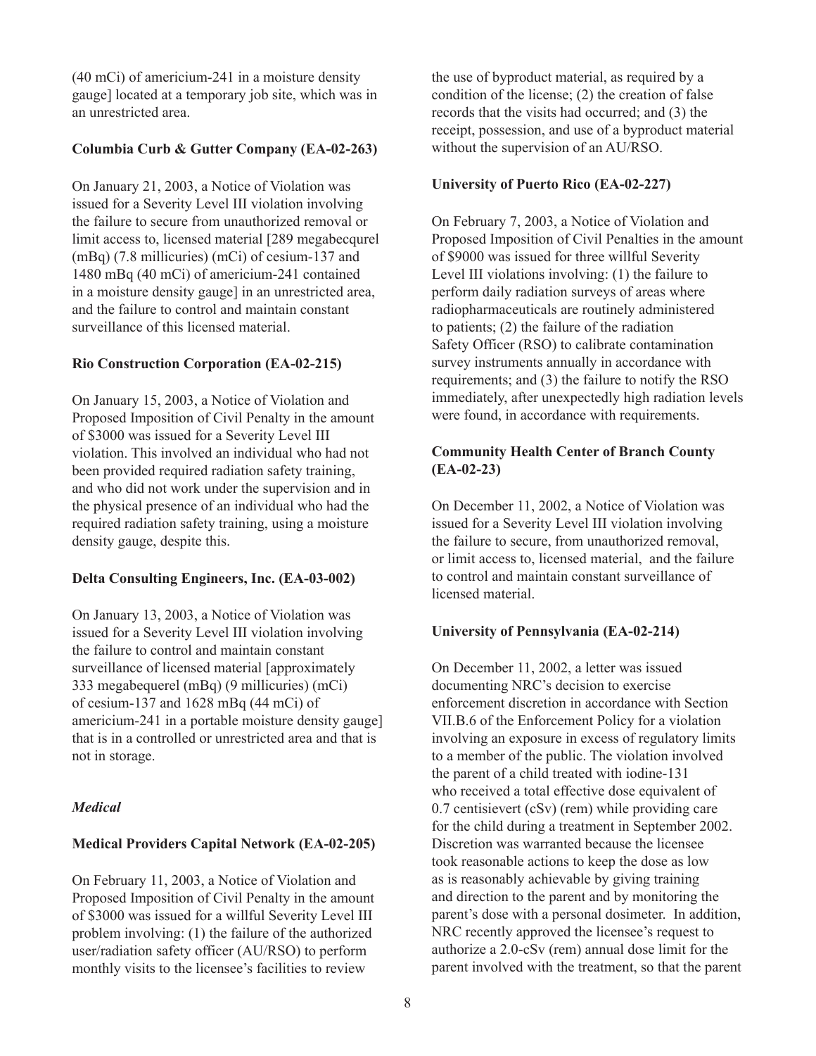(40 mCi) of americium-241 in a moisture density gauge] located at a temporary job site, which was in an unrestricted area.

**Columbia Curb & Gutter Company (EA-02-263)**

On January 21, 2003, a Notice of Violation was issued for a Severity Level III violation involving the failure to secure from unauthorized removal or limit access to, licensed material [289 megabecqurel (mBq) (7.8 millicuries) (mCi) of cesium-137 and 1480 mBq (40 mCi) of americium-241 contained in a moisture density gauge] in an unrestricted area, and the failure to control and maintain constant surveillance of this licensed material.

**Rio Construction Corporation (EA-02-215)**

On January 15, 2003, a Notice of Violation and Proposed Imposition of Civil Penalty in the amount of $3000 was issued for a Severity Level III violation. This involved an individual who had not been provided required radiation safety training, and who did not work under the supervision and in the physical presence of an individual who had the required radiation safety training, using a moisture density gauge, despite this.

**Delta Consulting Engineers, Inc. (EA-03-002)**

On January 13, 2003, a Notice of Violation was issued for a Severity Level III violation involving the failure to control and maintain constant surveillance of licensed material [approximately 333 megabequerel (mBq) (9 millicuries) (mCi) of cesium-137 and 1628 mBq (44 mCi) of americium-241 in a portable moisture density gauge] that is in a controlled or unrestricted area and that is not in storage.

*Medical*

**Medical Providers Capital Network (EA-02-205)**

On February 11, 2003, a Notice of Violation and Proposed Imposition of Civil Penalty in the amount of $3000 was issued for a willful Severity Level III problem involving: (1) the failure of the authorized user/radiation safety officer (AU/RSO) to perform monthly visits to the licensee's facilities to review the use of byproduct material, as required by a condition of the license; (2) the creation of false records that the visits had occurred; and (3) the receipt, possession, and use of a byproduct material without the supervision of an AU/RSO.

**University of Puerto Rico (EA-02-227)**

On February 7, 2003, a Notice of Violation and Proposed Imposition of Civil Penalties in the amount of $9000 was issued for three willful Severity Level III violations involving: (1) the failure to perform daily radiation surveys of areas where radiopharmaceuticals are routinely administered to patients; (2) the failure of the radiation Safety Officer (RSO) to calibrate contamination survey instruments annually in accordance with requirements; and (3) the failure to notify the RSO immediately, after unexpectedly high radiation levels were found, in accordance with requirements.

**Community Health Center of Branch County (EA-02-23)**

On December 11, 2002, a Notice of Violation was issued for a Severity Level III violation involving the failure to secure, from unauthorized removal, or limit access to, licensed material, and the failure to control and maintain constant surveillance of licensed material.

**University of Pennsylvania (EA-02-214)**

On December 11, 2002, a letter was issued documenting NRC's decision to exercise enforcement discretion in accordance with Section VII.B.6 of the Enforcement Policy for a violation involving an exposure in excess of regulatory limits to a member of the public. The violation involved the parent of a child treated with iodine-131 who received a total effective dose equivalent of 0.7 centisievert (cSv) (rem) while providing care for the child during a treatment in September 2002. Discretion was warranted because the licensee took reasonable actions to keep the dose as low as is reasonably achievable by giving training and direction to the parent and by monitoring the parent's dose with a personal dosimeter. In addition, NRC recently approved the licensee's request to authorize a 2.0-cSv (rem) annual dose limit for the parent involved with the treatment, so that the parent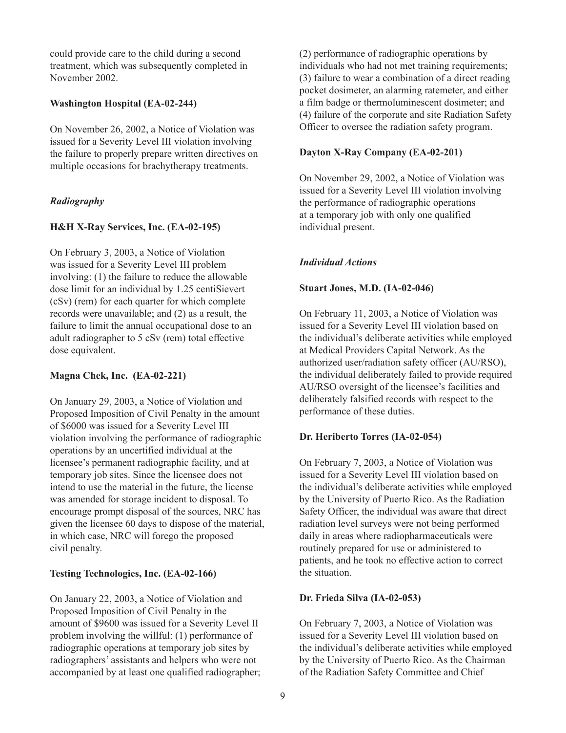could provide care to the child during a second treatment, which was subsequently completed in November 2002.

**Washington Hospital (EA-02-244)**

On November 26, 2002, a Notice of Violation was issued for a Severity Level III violation involving the failure to properly prepare written directives on multiple occasions for brachytherapy treatments.

***Radiography***

**H&H X-Ray Services, Inc. (EA-02-195)**

On February 3, 2003, a Notice of Violation was issued for a Severity Level III problem involving: (1) the failure to reduce the allowable dose limit for an individual by 1.25 centiSievert (cSv) (rem) for each quarter for which complete records were unavailable; and (2) as a result, the failure to limit the annual occupational dose to an adult radiographer to 5 cSv (rem) total effective dose equivalent.

**Magna Chek, Inc. (EA-02-221)**

On January 29, 2003, a Notice of Violation and Proposed Imposition of Civil Penalty in the amount of $6000 was issued for a Severity Level III violation involving the performance of radiographic operations by an uncertified individual at the licensee's permanent radiographic facility, and at temporary job sites. Since the licensee does not intend to use the material in the future, the license was amended for storage incident to disposal. To encourage prompt disposal of the sources, NRC has given the licensee 60 days to dispose of the material, in which case, NRC will forego the proposed civil penalty.

**Testing Technologies, Inc. (EA-02-166)**

On January 22, 2003, a Notice of Violation and Proposed Imposition of Civil Penalty in the amount of $9600 was issued for a Severity Level II problem involving the willful: (1) performance of radiographic operations at temporary job sites by radiographers' assistants and helpers who were not accompanied by at least one qualified radiographer; (2) performance of radiographic operations by individuals who had not met training requirements; (3) failure to wear a combination of a direct reading pocket dosimeter, an alarming ratemeter, and either a film badge or thermoluminescent dosimeter; and (4) failure of the corporate and site Radiation Safety Officer to oversee the radiation safety program.

**Dayton X-Ray Company (EA-02-201)**

On November 29, 2002, a Notice of Violation was issued for a Severity Level III violation involving the performance of radiographic operations at a temporary job with only one qualified individual present.

***Individual Actions***

**Stuart Jones, M.D. (IA-02-046)**

On February 11, 2003, a Notice of Violation was issued for a Severity Level III violation based on the individual's deliberate activities while employed at Medical Providers Capital Network. As the authorized user/radiation safety officer (AU/RSO), the individual deliberately failed to provide required AU/RSO oversight of the licensee's facilities and deliberately falsified records with respect to the performance of these duties.

**Dr. Heriberto Torres (IA-02-054)**

On February 7, 2003, a Notice of Violation was issued for a Severity Level III violation based on the individual's deliberate activities while employed by the University of Puerto Rico. As the Radiation Safety Officer, the individual was aware that direct radiation level surveys were not being performed daily in areas where radiopharmaceuticals were routinely prepared for use or administered to patients, and he took no effective action to correct the situation.

**Dr. Frieda Silva (IA-02-053)**

On February 7, 2003, a Notice of Violation was issued for a Severity Level III violation based on the individual's deliberate activities while employed by the University of Puerto Rico. As the Chairman of the Radiation Safety Committee and Chief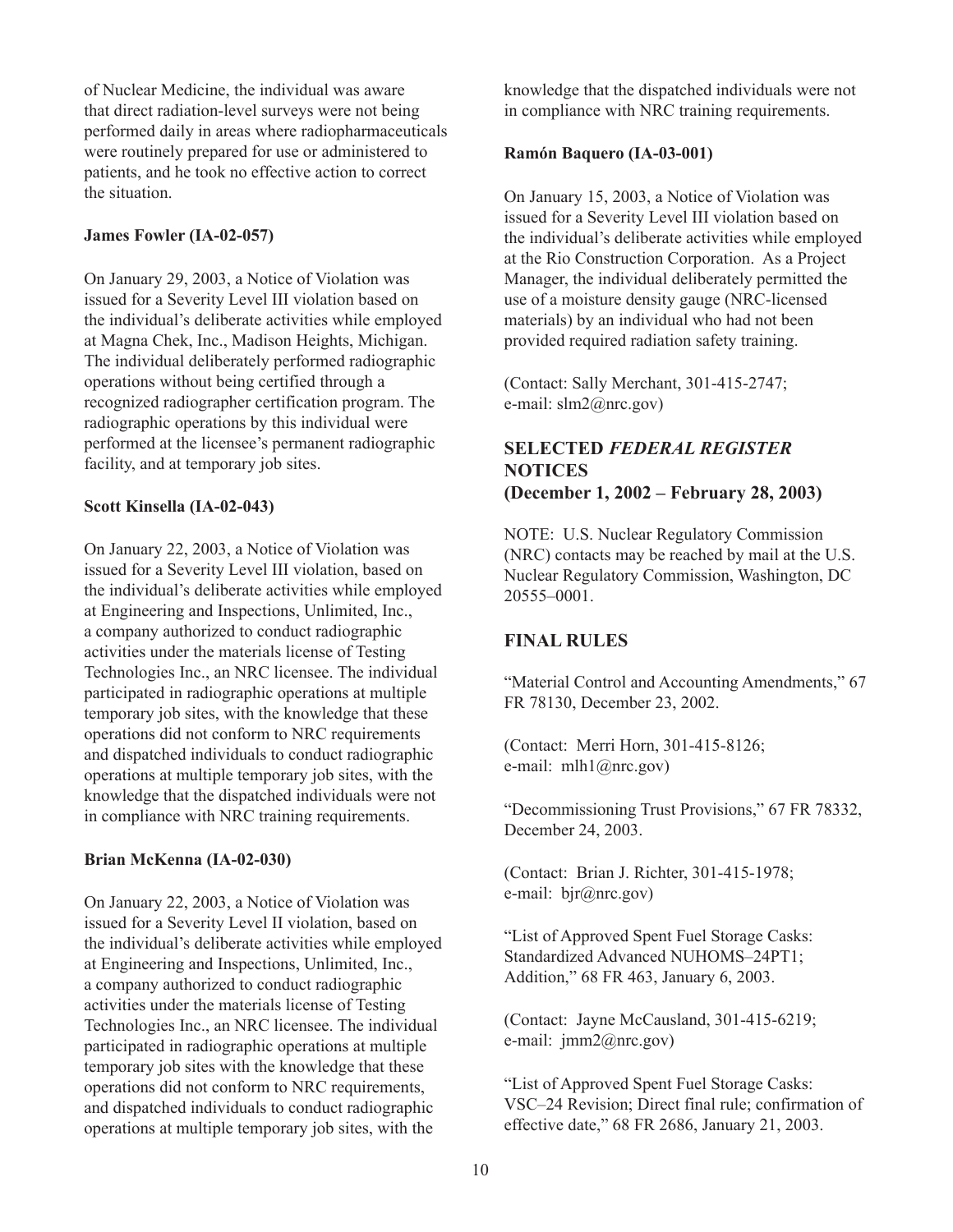of Nuclear Medicine, the individual was aware that direct radiation-level surveys were not being performed daily in areas where radiopharmaceuticals were routinely prepared for use or administered to patients, and he took no effective action to correct the situation.

**James Fowler (IA-02-057)**

On January 29, 2003, a Notice of Violation was issued for a Severity Level III violation based on the individual's deliberate activities while employed at Magna Chek, Inc., Madison Heights, Michigan. The individual deliberately performed radiographic operations without being certified through a recognized radiographer certification program. The radiographic operations by this individual were performed at the licensee's permanent radiographic facility, and at temporary job sites.

**Scott Kinsella (IA-02-043)**

On January 22, 2003, a Notice of Violation was issued for a Severity Level III violation, based on the individual's deliberate activities while employed at Engineering and Inspections, Unlimited, Inc., a company authorized to conduct radiographic activities under the materials license of Testing Technologies Inc., an NRC licensee. The individual participated in radiographic operations at multiple temporary job sites, with the knowledge that these operations did not conform to NRC requirements and dispatched individuals to conduct radiographic operations at multiple temporary job sites, with the knowledge that the dispatched individuals were not in compliance with NRC training requirements.

**Brian McKenna (IA-02-030)**

On January 22, 2003, a Notice of Violation was issued for a Severity Level II violation, based on the individual's deliberate activities while employed at Engineering and Inspections, Unlimited, Inc., a company authorized to conduct radiographic activities under the materials license of Testing Technologies Inc., an NRC licensee. The individual participated in radiographic operations at multiple temporary job sites with the knowledge that these operations did not conform to NRC requirements, and dispatched individuals to conduct radiographic operations at multiple temporary job sites, with the knowledge that the dispatched individuals were not in compliance with NRC training requirements.

**Ramón Baquero (IA-03-001)**

On January 15, 2003, a Notice of Violation was issued for a Severity Level III violation based on the individual's deliberate activities while employed at the Rio Construction Corporation. As a Project Manager, the individual deliberately permitted the use of a moisture density gauge (NRC-licensed materials) by an individual who had not been provided required radiation safety training.

(Contact: Sally Merchant, 301-415-2747; e-mail: slm2@nrc.gov)

## SELECTED *FEDERAL REGISTER* NOTICES (December 1, 2002 – February 28, 2003)

NOTE: U.S. Nuclear Regulatory Commission (NRC) contacts may be reached by mail at the U.S. Nuclear Regulatory Commission, Washington, DC 20555–0001.

## FINAL RULES

"Material Control and Accounting Amendments," 67 FR 78130, December 23, 2002.

(Contact: Merri Horn, 301-415-8126; e-mail: mlh1@nrc.gov)

"Decommissioning Trust Provisions," 67 FR 78332, December 24, 2003.

(Contact: Brian J. Richter, 301-415-1978; e-mail: bjr@nrc.gov)

"List of Approved Spent Fuel Storage Casks: Standardized Advanced NUHOMS–24PT1; Addition," 68 FR 463, January 6, 2003.

(Contact: Jayne McCausland, 301-415-6219; e-mail: jmm2@nrc.gov)

"List of Approved Spent Fuel Storage Casks: VSC–24 Revision; Direct final rule; confirmation of effective date," 68 FR 2686, January 21, 2003.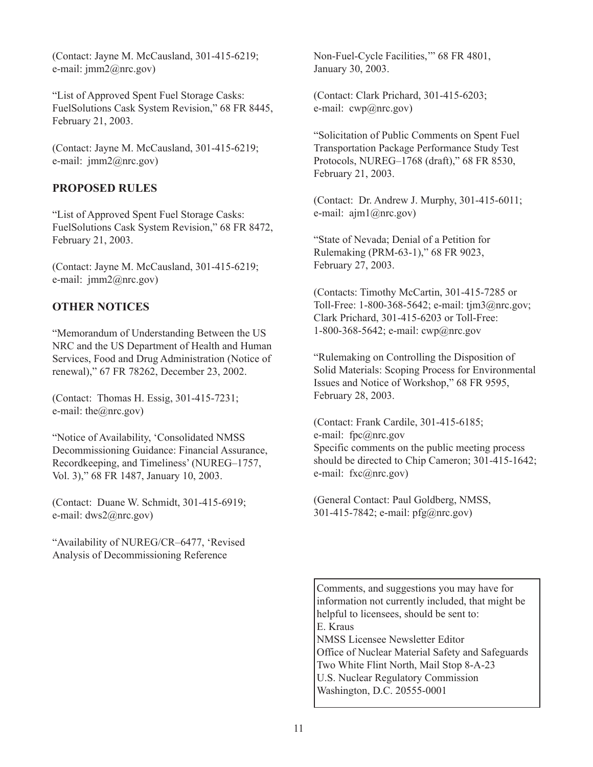(Contact: Jayne M. McCausland, 301-415-6219; e-mail: jmm2@nrc.gov)

"List of Approved Spent Fuel Storage Casks: FuelSolutions Cask System Revision," 68 FR 8445, February 21, 2003.

(Contact: Jayne M. McCausland, 301-415-6219; e-mail: jmm2@nrc.gov)

## PROPOSED RULES

"List of Approved Spent Fuel Storage Casks: FuelSolutions Cask System Revision," 68 FR 8472, February 21, 2003.

(Contact: Jayne M. McCausland, 301-415-6219; e-mail: jmm2@nrc.gov)

## OTHER NOTICES

"Memorandum of Understanding Between the US NRC and the US Department of Health and Human Services, Food and Drug Administration (Notice of renewal)," 67 FR 78262, December 23, 2002.

(Contact: Thomas H. Essig, 301-415-7231; e-mail: the@nrc.gov)

"Notice of Availability, 'Consolidated NMSS Decommissioning Guidance: Financial Assurance, Recordkeeping, and Timeliness' (NUREG–1757, Vol. 3)," 68 FR 1487, January 10, 2003.

(Contact: Duane W. Schmidt, 301-415-6919; e-mail: dws2@nrc.gov)

"Availability of NUREG/CR–6477, 'Revised Analysis of Decommissioning Reference Non-Fuel-Cycle Facilities,'" 68 FR 4801, January 30, 2003.

(Contact: Clark Prichard, 301-415-6203; e-mail: cwp@nrc.gov)

"Solicitation of Public Comments on Spent Fuel Transportation Package Performance Study Test Protocols, NUREG–1768 (draft)," 68 FR 8530, February 21, 2003.

(Contact: Dr. Andrew J. Murphy, 301-415-6011; e-mail: ajm1@nrc.gov)

"State of Nevada; Denial of a Petition for Rulemaking (PRM-63-1)," 68 FR 9023, February 27, 2003.

(Contacts: Timothy McCartin, 301-415-7285 or Toll-Free: 1-800-368-5642; e-mail: tjm3@nrc.gov; Clark Prichard, 301-415-6203 or Toll-Free: 1-800-368-5642; e-mail: cwp@nrc.gov

"Rulemaking on Controlling the Disposition of Solid Materials: Scoping Process for Environmental Issues and Notice of Workshop," 68 FR 9595, February 28, 2003.

(Contact: Frank Cardile, 301-415-6185; e-mail: fpc@nrc.gov
Specific comments on the public meeting process should be directed to Chip Cameron; 301-415-1642; e-mail: fxc@nrc.gov)

(General Contact: Paul Goldberg, NMSS, 301-415-7842; e-mail: pfg@nrc.gov)

Comments, and suggestions you may have for information not currently included, that might be helpful to licensees, should be sent to:
E. Kraus
NMSS Licensee Newsletter Editor
Office of Nuclear Material Safety and Safeguards
Two White Flint North, Mail Stop 8-A-23
U.S. Nuclear Regulatory Commission
Washington, D.C. 20555-0001